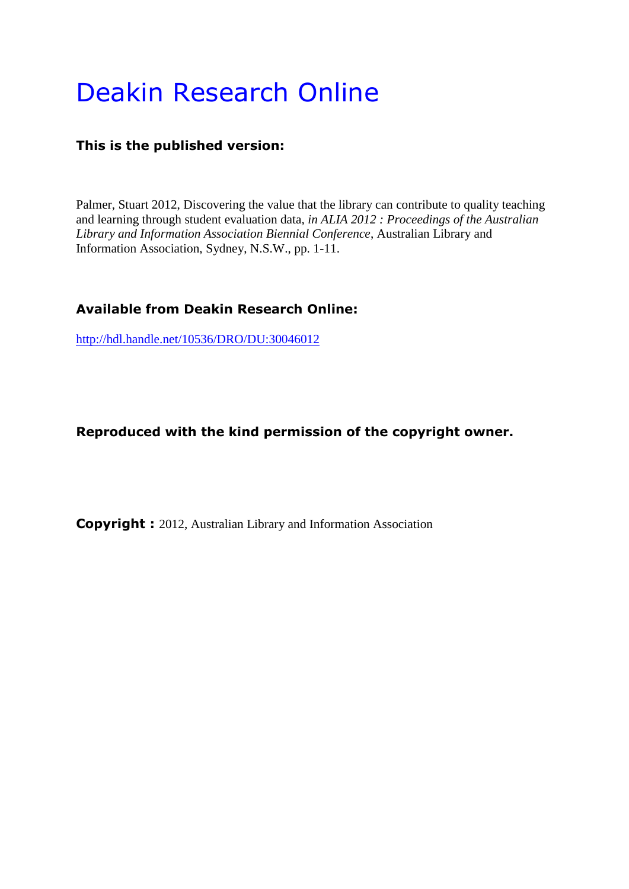# Deakin Research Online

**This is the published version:**

Palmer, Stuart 2012, Discovering the value that the library can contribute to quality teaching and learning through student evaluation data, *in ALIA 2012 : Proceedings of the Australian Library and Information Association Biennial Conference*, Australian Library and Information Association, Sydney, N.S.W., pp. 1-11.

**Available from Deakin Research Online:**

http://hdl.handle.net/10536/DRO/DU:30046012

**Reproduced with the kind permission of the copyright owner.**

**Copyright :** 2012, Australian Library and Information Association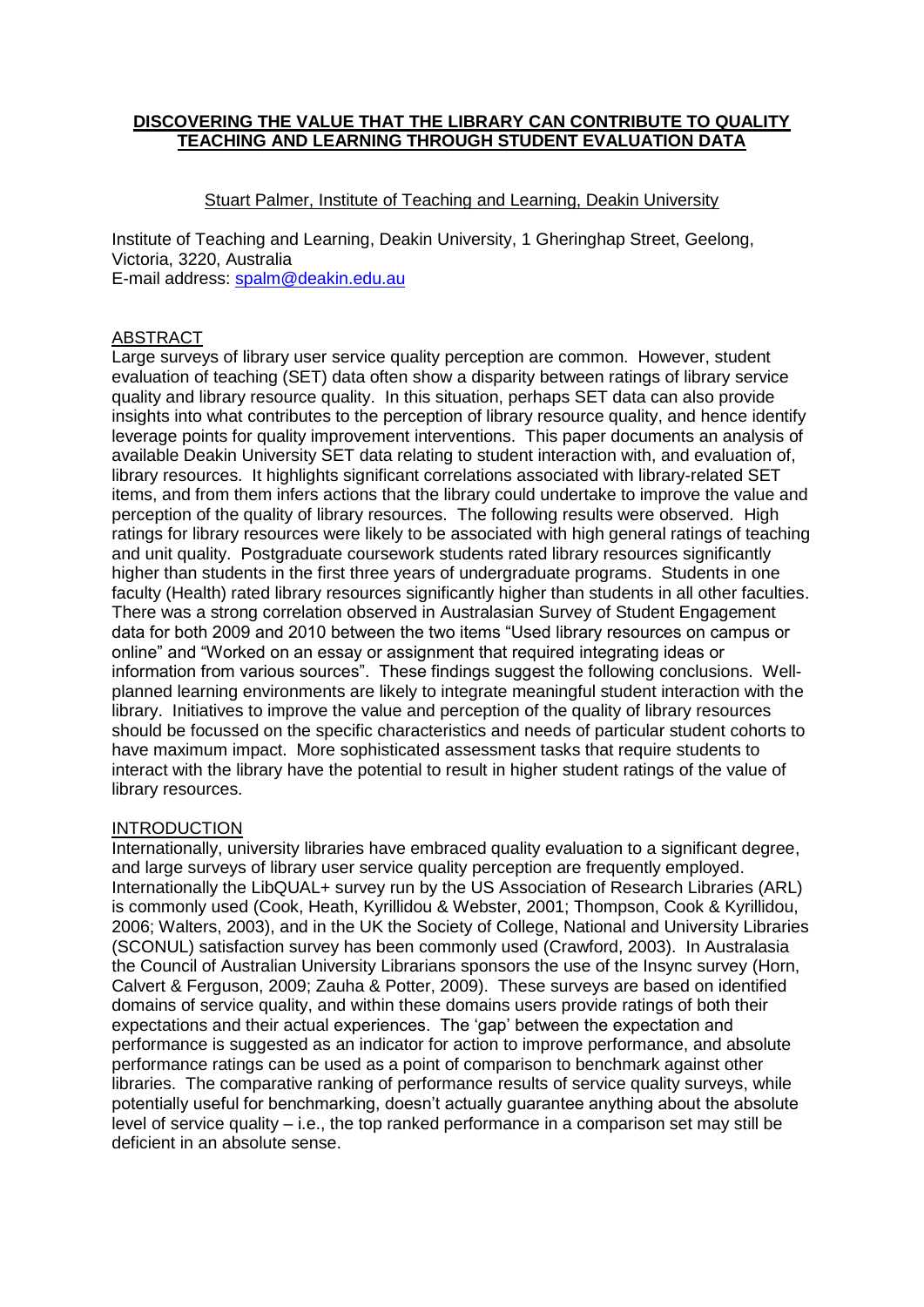# DISCOVERING THE VALUE THAT THE LIBRARY CAN CONTRIBUTE TO QUALITY TEACHING AND LEARNING THROUGH STUDENT EVALUATION DATA

Stuart Palmer, Institute of Teaching and Learning, Deakin University

Institute of Teaching and Learning, Deakin University, 1 Gheringhap Street, Geelong, Victoria, 3220, Australia
E-mail address: spalm@deakin.edu.au

## ABSTRACT

Large surveys of library user service quality perception are common. However, student evaluation of teaching (SET) data often show a disparity between ratings of library service quality and library resource quality. In this situation, perhaps SET data can also provide insights into what contributes to the perception of library resource quality, and hence identify leverage points for quality improvement interventions. This paper documents an analysis of available Deakin University SET data relating to student interaction with, and evaluation of, library resources. It highlights significant correlations associated with library-related SET items, and from them infers actions that the library could undertake to improve the value and perception of the quality of library resources. The following results were observed. High ratings for library resources were likely to be associated with high general ratings of teaching and unit quality. Postgraduate coursework students rated library resources significantly higher than students in the first three years of undergraduate programs. Students in one faculty (Health) rated library resources significantly higher than students in all other faculties. There was a strong correlation observed in Australasian Survey of Student Engagement data for both 2009 and 2010 between the two items "Used library resources on campus or online" and "Worked on an essay or assignment that required integrating ideas or information from various sources". These findings suggest the following conclusions. Well-planned learning environments are likely to integrate meaningful student interaction with the library. Initiatives to improve the value and perception of the quality of library resources should be focussed on the specific characteristics and needs of particular student cohorts to have maximum impact. More sophisticated assessment tasks that require students to interact with the library have the potential to result in higher student ratings of the value of library resources.

## INTRODUCTION

Internationally, university libraries have embraced quality evaluation to a significant degree, and large surveys of library user service quality perception are frequently employed. Internationally the LibQUAL+ survey run by the US Association of Research Libraries (ARL) is commonly used (Cook, Heath, Kyrillidou & Webster, 2001; Thompson, Cook & Kyrillidou, 2006; Walters, 2003), and in the UK the Society of College, National and University Libraries (SCONUL) satisfaction survey has been commonly used (Crawford, 2003). In Australasia the Council of Australian University Librarians sponsors the use of the Insync survey (Horn, Calvert & Ferguson, 2009; Zauha & Potter, 2009). These surveys are based on identified domains of service quality, and within these domains users provide ratings of both their expectations and their actual experiences. The 'gap' between the expectation and performance is suggested as an indicator for action to improve performance, and absolute performance ratings can be used as a point of comparison to benchmark against other libraries. The comparative ranking of performance results of service quality surveys, while potentially useful for benchmarking, doesn't actually guarantee anything about the absolute level of service quality – i.e., the top ranked performance in a comparison set may still be deficient in an absolute sense.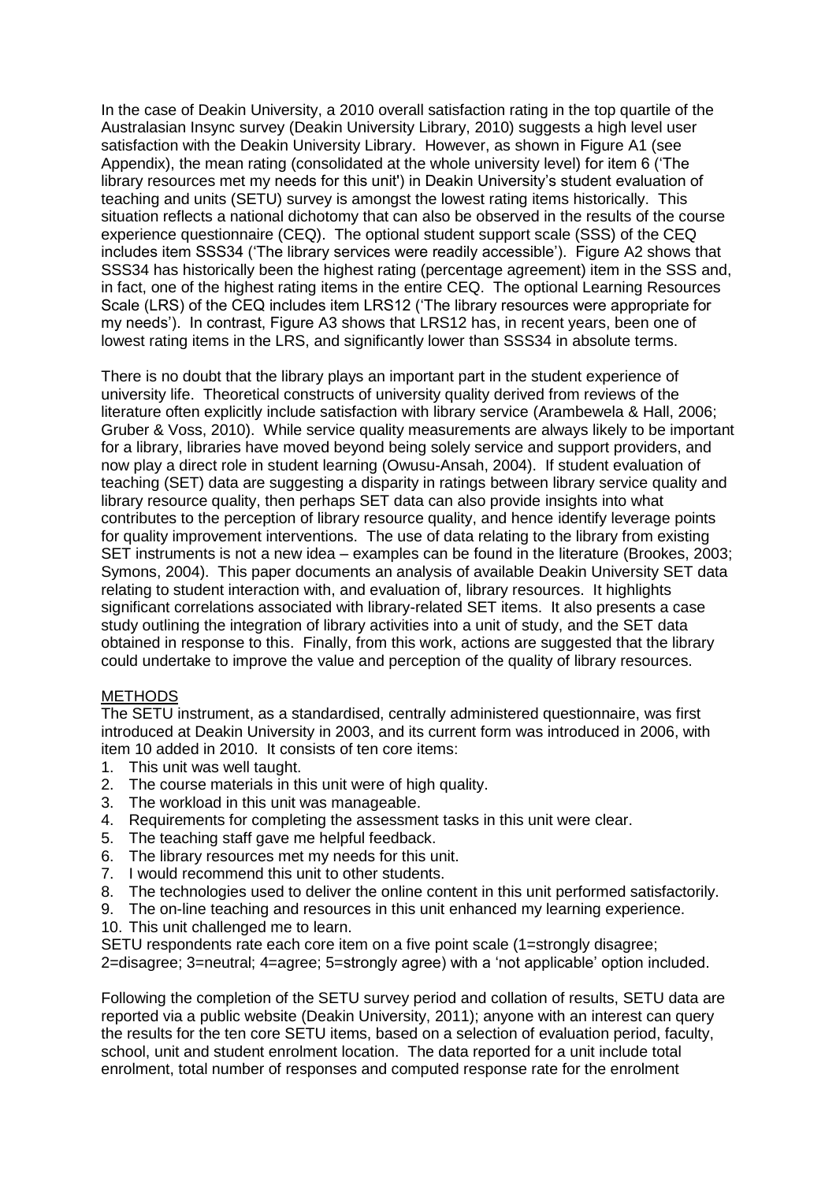In the case of Deakin University, a 2010 overall satisfaction rating in the top quartile of the Australasian Insync survey (Deakin University Library, 2010) suggests a high level user satisfaction with the Deakin University Library. However, as shown in Figure A1 (see Appendix), the mean rating (consolidated at the whole university level) for item 6 ('The library resources met my needs for this unit') in Deakin University's student evaluation of teaching and units (SETU) survey is amongst the lowest rating items historically. This situation reflects a national dichotomy that can also be observed in the results of the course experience questionnaire (CEQ). The optional student support scale (SSS) of the CEQ includes item SSS34 ('The library services were readily accessible'). Figure A2 shows that SSS34 has historically been the highest rating (percentage agreement) item in the SSS and, in fact, one of the highest rating items in the entire CEQ. The optional Learning Resources Scale (LRS) of the CEQ includes item LRS12 ('The library resources were appropriate for my needs'). In contrast, Figure A3 shows that LRS12 has, in recent years, been one of lowest rating items in the LRS, and significantly lower than SSS34 in absolute terms.

There is no doubt that the library plays an important part in the student experience of university life. Theoretical constructs of university quality derived from reviews of the literature often explicitly include satisfaction with library service (Arambewela & Hall, 2006; Gruber & Voss, 2010). While service quality measurements are always likely to be important for a library, libraries have moved beyond being solely service and support providers, and now play a direct role in student learning (Owusu-Ansah, 2004). If student evaluation of teaching (SET) data are suggesting a disparity in ratings between library service quality and library resource quality, then perhaps SET data can also provide insights into what contributes to the perception of library resource quality, and hence identify leverage points for quality improvement interventions. The use of data relating to the library from existing SET instruments is not a new idea – examples can be found in the literature (Brookes, 2003; Symons, 2004). This paper documents an analysis of available Deakin University SET data relating to student interaction with, and evaluation of, library resources. It highlights significant correlations associated with library-related SET items. It also presents a case study outlining the integration of library activities into a unit of study, and the SET data obtained in response to this. Finally, from this work, actions are suggested that the library could undertake to improve the value and perception of the quality of library resources.

## METHODS

The SETU instrument, as a standardised, centrally administered questionnaire, was first introduced at Deakin University in 2003, and its current form was introduced in 2006, with item 10 added in 2010. It consists of ten core items:

1. This unit was well taught.
2. The course materials in this unit were of high quality.
3. The workload in this unit was manageable.
4. Requirements for completing the assessment tasks in this unit were clear.
5. The teaching staff gave me helpful feedback.
6. The library resources met my needs for this unit.
7. I would recommend this unit to other students.
8. The technologies used to deliver the online content in this unit performed satisfactorily.
9. The on-line teaching and resources in this unit enhanced my learning experience.
10. This unit challenged me to learn.

SETU respondents rate each core item on a five point scale (1=strongly disagree; 2=disagree; 3=neutral; 4=agree; 5=strongly agree) with a 'not applicable' option included.

Following the completion of the SETU survey period and collation of results, SETU data are reported via a public website (Deakin University, 2011); anyone with an interest can query the results for the ten core SETU items, based on a selection of evaluation period, faculty, school, unit and student enrolment location. The data reported for a unit include total enrolment, total number of responses and computed response rate for the enrolment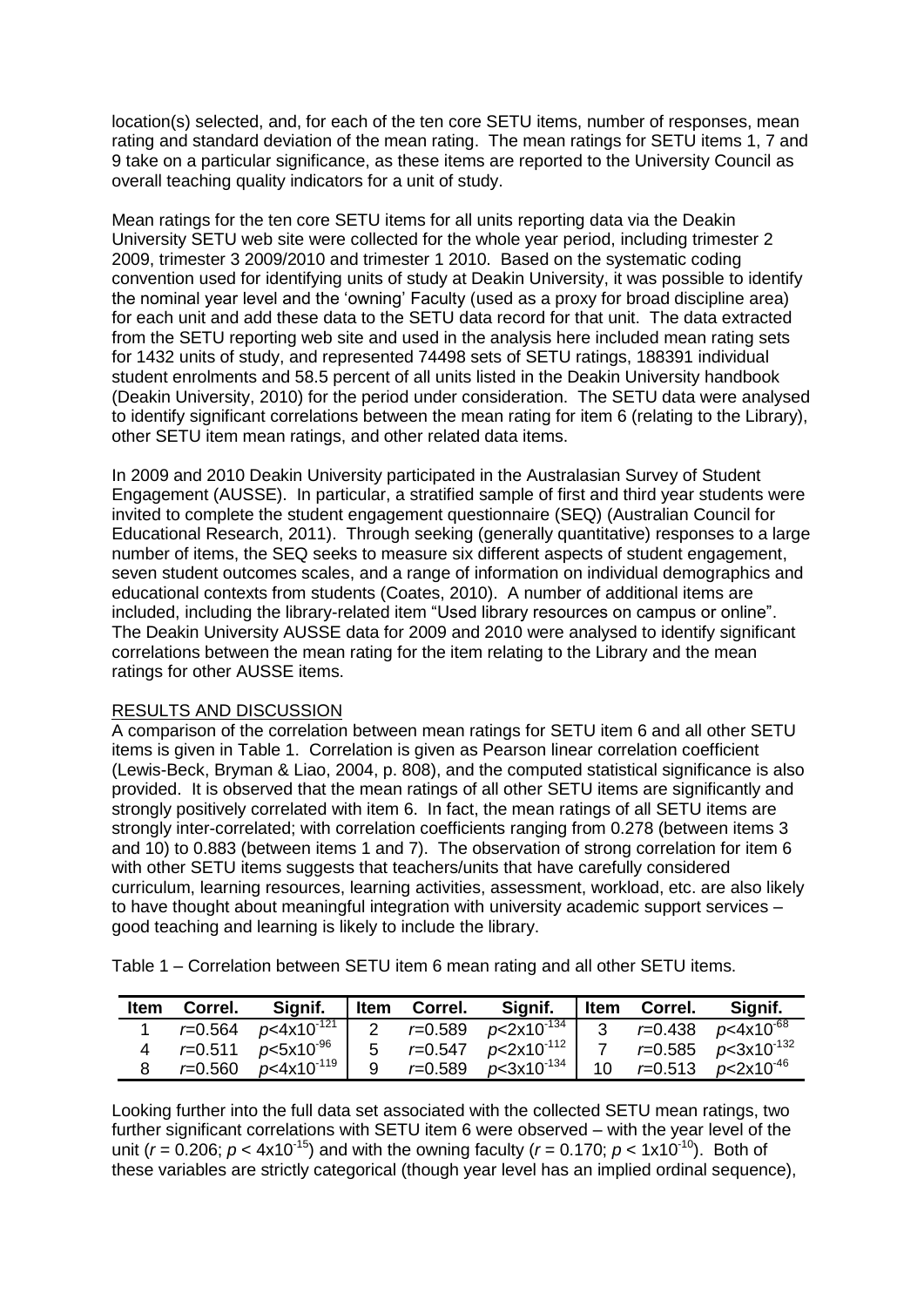location(s) selected, and, for each of the ten core SETU items, number of responses, mean rating and standard deviation of the mean rating. The mean ratings for SETU items 1, 7 and 9 take on a particular significance, as these items are reported to the University Council as overall teaching quality indicators for a unit of study.

Mean ratings for the ten core SETU items for all units reporting data via the Deakin University SETU web site were collected for the whole year period, including trimester 2 2009, trimester 3 2009/2010 and trimester 1 2010. Based on the systematic coding convention used for identifying units of study at Deakin University, it was possible to identify the nominal year level and the 'owning' Faculty (used as a proxy for broad discipline area) for each unit and add these data to the SETU data record for that unit. The data extracted from the SETU reporting web site and used in the analysis here included mean rating sets for 1432 units of study, and represented 74498 sets of SETU ratings, 188391 individual student enrolments and 58.5 percent of all units listed in the Deakin University handbook (Deakin University, 2010) for the period under consideration. The SETU data were analysed to identify significant correlations between the mean rating for item 6 (relating to the Library), other SETU item mean ratings, and other related data items.

In 2009 and 2010 Deakin University participated in the Australasian Survey of Student Engagement (AUSSE). In particular, a stratified sample of first and third year students were invited to complete the student engagement questionnaire (SEQ) (Australian Council for Educational Research, 2011). Through seeking (generally quantitative) responses to a large number of items, the SEQ seeks to measure six different aspects of student engagement, seven student outcomes scales, and a range of information on individual demographics and educational contexts from students (Coates, 2010). A number of additional items are included, including the library-related item "Used library resources on campus or online". The Deakin University AUSSE data for 2009 and 2010 were analysed to identify significant correlations between the mean rating for the item relating to the Library and the mean ratings for other AUSSE items.

## RESULTS AND DISCUSSION

A comparison of the correlation between mean ratings for SETU item 6 and all other SETU items is given in Table 1. Correlation is given as Pearson linear correlation coefficient (Lewis-Beck, Bryman & Liao, 2004, p. 808), and the computed statistical significance is also provided. It is observed that the mean ratings of all other SETU items are significantly and strongly positively correlated with item 6. In fact, the mean ratings of all SETU items are strongly inter-correlated; with correlation coefficients ranging from 0.278 (between items 3 and 10) to 0.883 (between items 1 and 7). The observation of strong correlation for item 6 with other SETU items suggests that teachers/units that have carefully considered curriculum, learning resources, learning activities, assessment, workload, etc. are also likely to have thought about meaningful integration with university academic support services – good teaching and learning is likely to include the library.

Table 1 – Correlation between SETU item 6 mean rating and all other SETU items.

| Item | Correl. | Signif. | Item | Correl. | Signif. | Item | Correl. | Signif. |
|---|---|---|---|---|---|---|---|---|
| 1 | $r$=0.564 | $p<4\times10^{-121}$ | 2 | $r$=0.589 | $p<2\times10^{-134}$ | 3 | $r$=0.438 | $p<4\times10^{-68}$ |
| 4 | $r$=0.511 | $p<5\times10^{-96}$ | 5 | $r$=0.547 | $p<2\times10^{-112}$ | 7 | $r$=0.585 | $p<3\times10^{-132}$ |
| 8 | $r$=0.560 | $p<4\times10^{-119}$ | 9 | $r$=0.589 | $p<3\times10^{-134}$ | 10 | $r$=0.513 | $p<2\times10^{-46}$ |

Looking further into the full data set associated with the collected SETU mean ratings, two further significant correlations with SETU item 6 were observed – with the year level of the unit ($r = 0.206$; $p < 4\times10^{-15}$) and with the owning faculty ($r = 0.170$; $p < 1\times10^{-10}$). Both of these variables are strictly categorical (though year level has an implied ordinal sequence),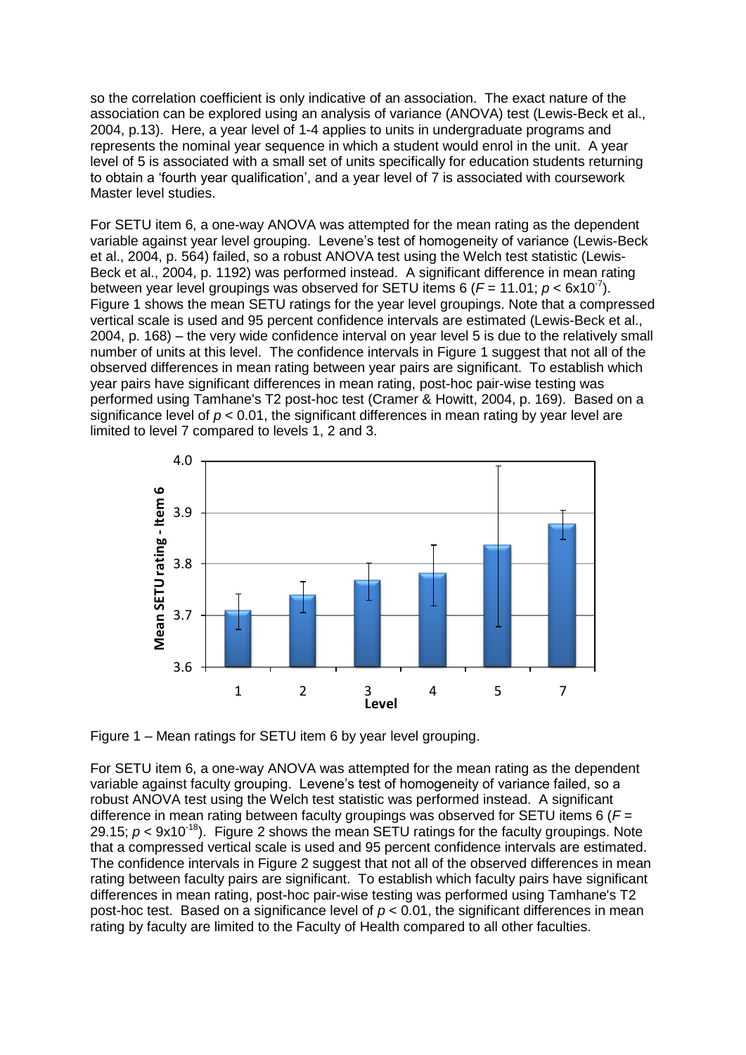so the correlation coefficient is only indicative of an association. The exact nature of the association can be explored using an analysis of variance (ANOVA) test (Lewis-Beck et al., 2004, p.13). Here, a year level of 1-4 applies to units in undergraduate programs and represents the nominal year sequence in which a student would enrol in the unit. A year level of 5 is associated with a small set of units specifically for education students returning to obtain a 'fourth year qualification', and a year level of 7 is associated with coursework Master level studies.

For SETU item 6, a one-way ANOVA was attempted for the mean rating as the dependent variable against year level grouping. Levene's test of homogeneity of variance (Lewis-Beck et al., 2004, p. 564) failed, so a robust ANOVA test using the Welch test statistic (Lewis-Beck et al., 2004, p. 1192) was performed instead. A significant difference in mean rating between year level groupings was observed for SETU items 6 ($F$ = 11.01; $p < 6\text{x}10^{-7}$). Figure 1 shows the mean SETU ratings for the year level groupings. Note that a compressed vertical scale is used and 95 percent confidence intervals are estimated (Lewis-Beck et al., 2004, p. 168) – the very wide confidence interval on year level 5 is due to the relatively small number of units at this level. The confidence intervals in Figure 1 suggest that not all of the observed differences in mean rating between year pairs are significant. To establish which year pairs have significant differences in mean rating, post-hoc pair-wise testing was performed using Tamhane's T2 post-hoc test (Cramer & Howitt, 2004, p. 169). Based on a significance level of $p < 0.01$, the significant differences in mean rating by year level are limited to level 7 compared to levels 1, 2 and 3.

Figure 1 – Mean ratings for SETU item 6 by year level grouping.

For SETU item 6, a one-way ANOVA was attempted for the mean rating as the dependent variable against faculty grouping. Levene's test of homogeneity of variance failed, so a robust ANOVA test using the Welch test statistic was performed instead. A significant difference in mean rating between faculty groupings was observed for SETU items 6 ($F$ = 29.15; $p < 9\text{x}10^{-18}$). Figure 2 shows the mean SETU ratings for the faculty groupings. Note that a compressed vertical scale is used and 95 percent confidence intervals are estimated. The confidence intervals in Figure 2 suggest that not all of the observed differences in mean rating between faculty pairs are significant. To establish which faculty pairs have significant differences in mean rating, post-hoc pair-wise testing was performed using Tamhane's T2 post-hoc test. Based on a significance level of $p < 0.01$, the significant differences in mean rating by faculty are limited to the Faculty of Health compared to all other faculties.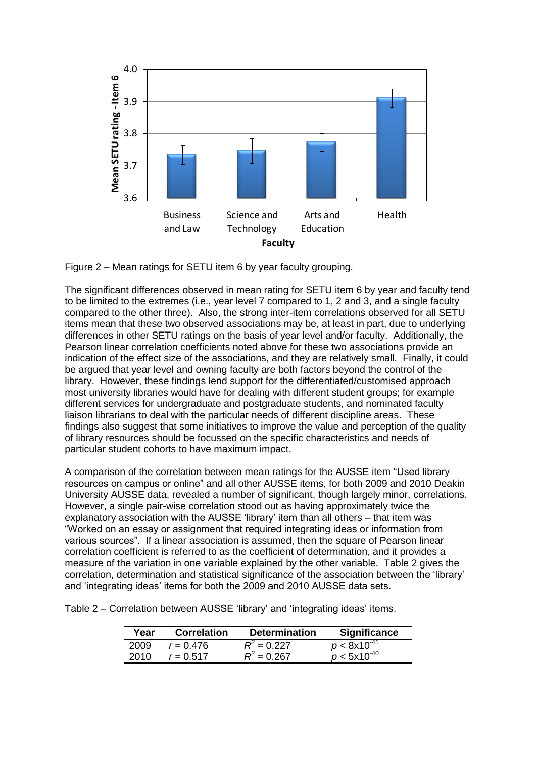Figure 2 – Mean ratings for SETU item 6 by year faculty grouping.

The significant differences observed in mean rating for SETU item 6 by year and faculty tend to be limited to the extremes (i.e., year level 7 compared to 1, 2 and 3, and a single faculty compared to the other three). Also, the strong inter-item correlations observed for all SETU items mean that these two observed associations may be, at least in part, due to underlying differences in other SETU ratings on the basis of year level and/or faculty. Additionally, the Pearson linear correlation coefficients noted above for these two associations provide an indication of the effect size of the associations, and they are relatively small. Finally, it could be argued that year level and owning faculty are both factors beyond the control of the library. However, these findings lend support for the differentiated/customised approach most university libraries would have for dealing with different student groups; for example different services for undergraduate and postgraduate students, and nominated faculty liaison librarians to deal with the particular needs of different discipline areas. These findings also suggest that some initiatives to improve the value and perception of the quality of library resources should be focussed on the specific characteristics and needs of particular student cohorts to have maximum impact.

A comparison of the correlation between mean ratings for the AUSSE item "Used library resources on campus or online" and all other AUSSE items, for both 2009 and 2010 Deakin University AUSSE data, revealed a number of significant, though largely minor, correlations. However, a single pair-wise correlation stood out as having approximately twice the explanatory association with the AUSSE 'library' item than all others – that item was "Worked on an essay or assignment that required integrating ideas or information from various sources". If a linear association is assumed, then the square of Pearson linear correlation coefficient is referred to as the coefficient of determination, and it provides a measure of the variation in one variable explained by the other variable. Table 2 gives the correlation, determination and statistical significance of the association between the 'library' and 'integrating ideas' items for both the 2009 and 2010 AUSSE data sets.

Table 2 – Correlation between AUSSE 'library' and 'integrating ideas' items.

| Year | Correlation | Determination | Significance |
|---|---|---|---|
| 2009 | $r = 0.476$ | $R^2 = 0.227$ | $p < 8\text{x}10^{-41}$ |
| 2010 | $r = 0.517$ | $R^2 = 0.267$ | $p < 5\text{x}10^{-40}$ |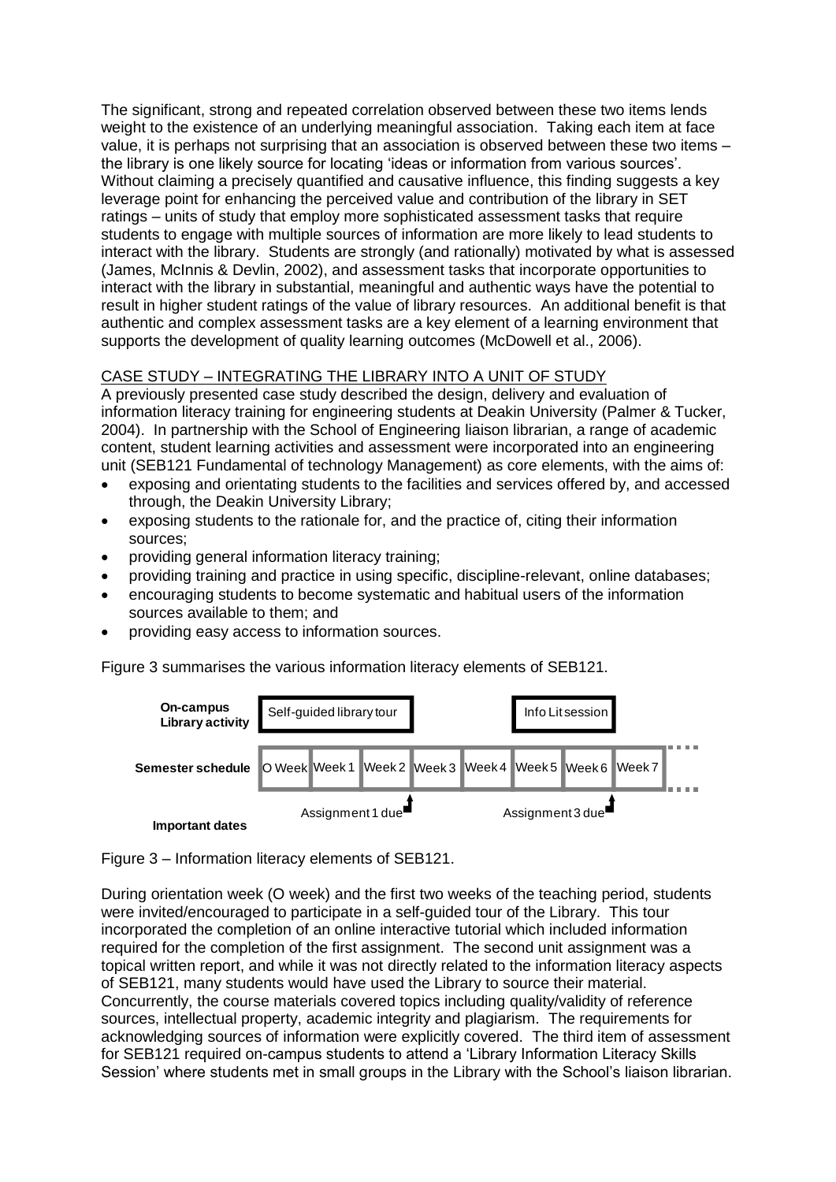The significant, strong and repeated correlation observed between these two items lends weight to the existence of an underlying meaningful association. Taking each item at face value, it is perhaps not surprising that an association is observed between these two items – the library is one likely source for locating 'ideas or information from various sources'. Without claiming a precisely quantified and causative influence, this finding suggests a key leverage point for enhancing the perceived value and contribution of the library in SET ratings – units of study that employ more sophisticated assessment tasks that require students to engage with multiple sources of information are more likely to lead students to interact with the library. Students are strongly (and rationally) motivated by what is assessed (James, McInnis & Devlin, 2002), and assessment tasks that incorporate opportunities to interact with the library in substantial, meaningful and authentic ways have the potential to result in higher student ratings of the value of library resources. An additional benefit is that authentic and complex assessment tasks are a key element of a learning environment that supports the development of quality learning outcomes (McDowell et al., 2006).

## CASE STUDY – INTEGRATING THE LIBRARY INTO A UNIT OF STUDY

A previously presented case study described the design, delivery and evaluation of information literacy training for engineering students at Deakin University (Palmer & Tucker, 2004). In partnership with the School of Engineering liaison librarian, a range of academic content, student learning activities and assessment were incorporated into an engineering unit (SEB121 Fundamental of technology Management) as core elements, with the aims of:

- exposing and orientating students to the facilities and services offered by, and accessed through, the Deakin University Library;
- exposing students to the rationale for, and the practice of, citing their information sources;
- providing general information literacy training;
- providing training and practice in using specific, discipline-relevant, online databases;
- encouraging students to become systematic and habitual users of the information sources available to them; and
- providing easy access to information sources.

Figure 3 summarises the various information literacy elements of SEB121.

| | | | | | | | | |
|---|---|---|---|---|---|---|---|---|
| **On-campus Library activity** | Self-guided library tour | | | | | Info Lit session | | |
| **Semester schedule** | O Week | Week 1 | Week 2 | Week 3 | Week 4 | Week 5 | Week 6 | Week 7 |
| **Important dates** | | | Assignment 1 due | | | | Assignment 3 due | |

Figure 3 – Information literacy elements of SEB121.

During orientation week (O week) and the first two weeks of the teaching period, students were invited/encouraged to participate in a self-guided tour of the Library. This tour incorporated the completion of an online interactive tutorial which included information required for the completion of the first assignment. The second unit assignment was a topical written report, and while it was not directly related to the information literacy aspects of SEB121, many students would have used the Library to source their material. Concurrently, the course materials covered topics including quality/validity of reference sources, intellectual property, academic integrity and plagiarism. The requirements for acknowledging sources of information were explicitly covered. The third item of assessment for SEB121 required on-campus students to attend a 'Library Information Literacy Skills Session' where students met in small groups in the Library with the School's liaison librarian.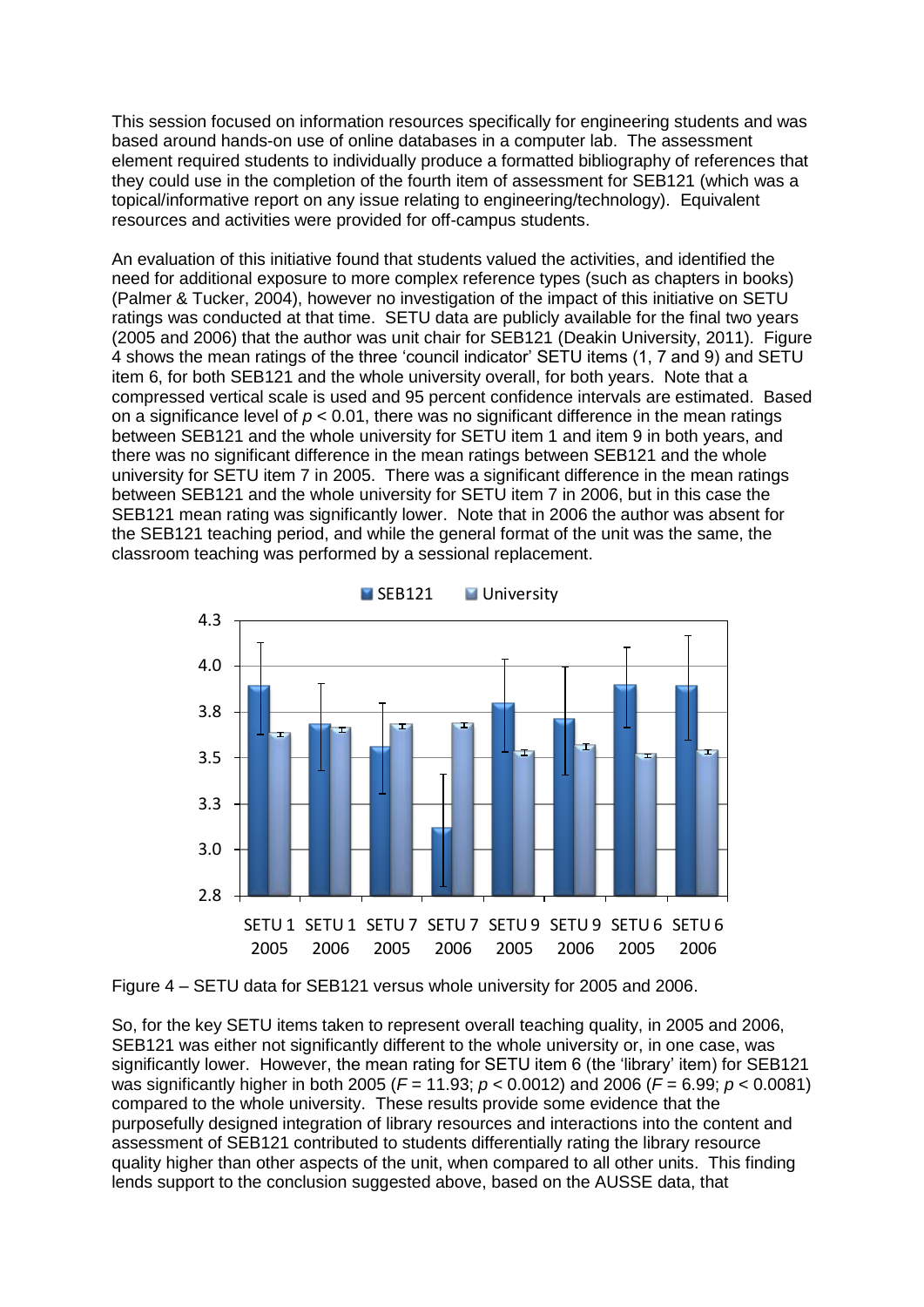This session focused on information resources specifically for engineering students and was based around hands-on use of online databases in a computer lab. The assessment element required students to individually produce a formatted bibliography of references that they could use in the completion of the fourth item of assessment for SEB121 (which was a topical/informative report on any issue relating to engineering/technology). Equivalent resources and activities were provided for off-campus students.

An evaluation of this initiative found that students valued the activities, and identified the need for additional exposure to more complex reference types (such as chapters in books) (Palmer & Tucker, 2004), however no investigation of the impact of this initiative on SETU ratings was conducted at that time. SETU data are publicly available for the final two years (2005 and 2006) that the author was unit chair for SEB121 (Deakin University, 2011). Figure 4 shows the mean ratings of the three 'council indicator' SETU items (1, 7 and 9) and SETU item 6, for both SEB121 and the whole university overall, for both years. Note that a compressed vertical scale is used and 95 percent confidence intervals are estimated. Based on a significance level of $p < 0.01$, there was no significant difference in the mean ratings between SEB121 and the whole university for SETU item 1 and item 9 in both years, and there was no significant difference in the mean ratings between SEB121 and the whole university for SETU item 7 in 2005. There was a significant difference in the mean ratings between SEB121 and the whole university for SETU item 7 in 2006, but in this case the SEB121 mean rating was significantly lower. Note that in 2006 the author was absent for the SEB121 teaching period, and while the general format of the unit was the same, the classroom teaching was performed by a sessional replacement.

Figure 4 – SETU data for SEB121 versus whole university for 2005 and 2006.

So, for the key SETU items taken to represent overall teaching quality, in 2005 and 2006, SEB121 was either not significantly different to the whole university or, in one case, was significantly lower. However, the mean rating for SETU item 6 (the 'library' item) for SEB121 was significantly higher in both 2005 ($F = 11.93$; $p < 0.0012$) and 2006 ($F = 6.99$; $p < 0.0081$) compared to the whole university. These results provide some evidence that the purposefully designed integration of library resources and interactions into the content and assessment of SEB121 contributed to students differentially rating the library resource quality higher than other aspects of the unit, when compared to all other units. This finding lends support to the conclusion suggested above, based on the AUSSE data, that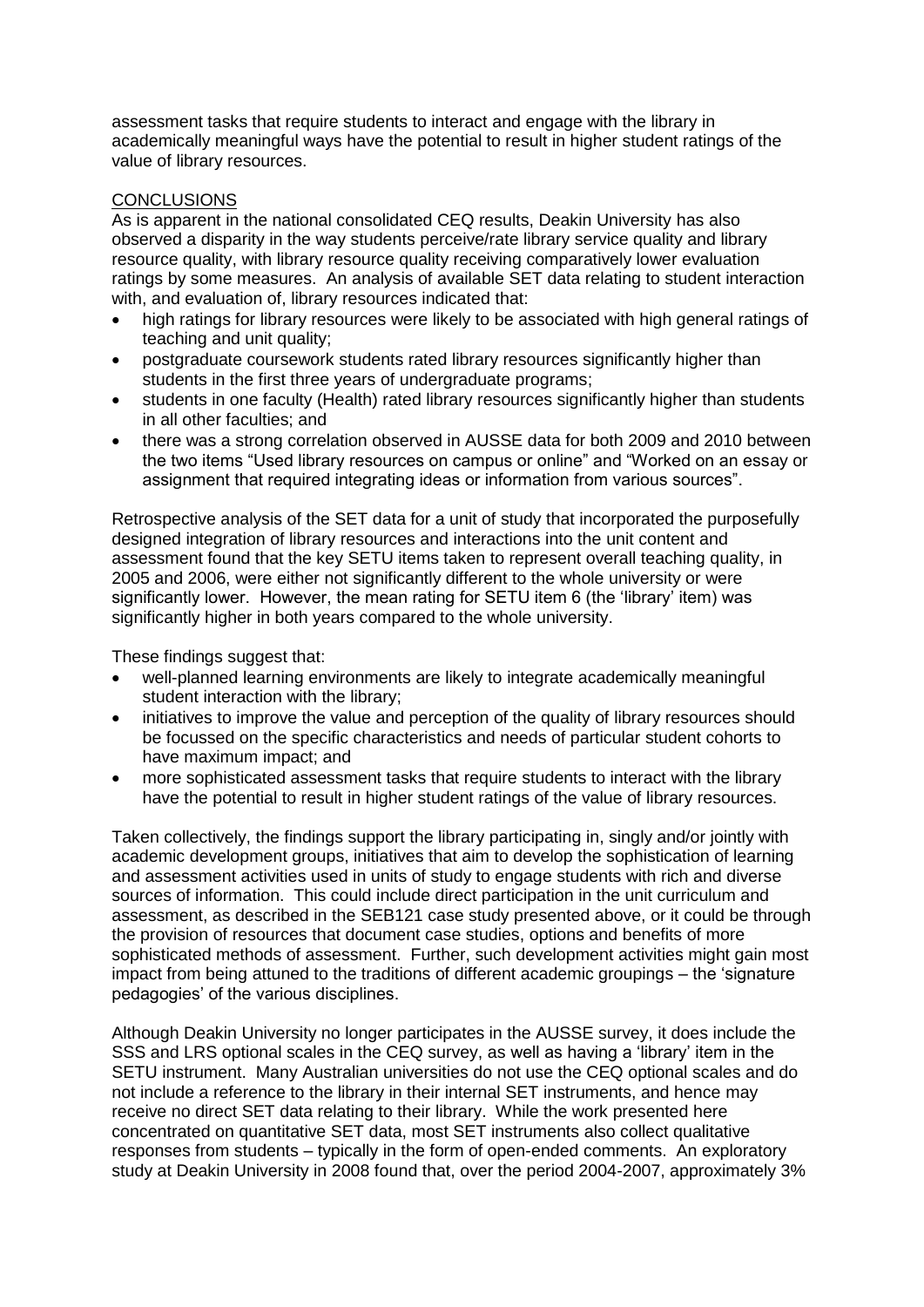assessment tasks that require students to interact and engage with the library in academically meaningful ways have the potential to result in higher student ratings of the value of library resources.

## CONCLUSIONS

As is apparent in the national consolidated CEQ results, Deakin University has also observed a disparity in the way students perceive/rate library service quality and library resource quality, with library resource quality receiving comparatively lower evaluation ratings by some measures. An analysis of available SET data relating to student interaction with, and evaluation of, library resources indicated that:

- high ratings for library resources were likely to be associated with high general ratings of teaching and unit quality;
- postgraduate coursework students rated library resources significantly higher than students in the first three years of undergraduate programs;
- students in one faculty (Health) rated library resources significantly higher than students in all other faculties; and
- there was a strong correlation observed in AUSSE data for both 2009 and 2010 between the two items "Used library resources on campus or online" and "Worked on an essay or assignment that required integrating ideas or information from various sources".

Retrospective analysis of the SET data for a unit of study that incorporated the purposefully designed integration of library resources and interactions into the unit content and assessment found that the key SETU items taken to represent overall teaching quality, in 2005 and 2006, were either not significantly different to the whole university or were significantly lower. However, the mean rating for SETU item 6 (the 'library' item) was significantly higher in both years compared to the whole university.

These findings suggest that:

- well-planned learning environments are likely to integrate academically meaningful student interaction with the library;
- initiatives to improve the value and perception of the quality of library resources should be focussed on the specific characteristics and needs of particular student cohorts to have maximum impact; and
- more sophisticated assessment tasks that require students to interact with the library have the potential to result in higher student ratings of the value of library resources.

Taken collectively, the findings support the library participating in, singly and/or jointly with academic development groups, initiatives that aim to develop the sophistication of learning and assessment activities used in units of study to engage students with rich and diverse sources of information. This could include direct participation in the unit curriculum and assessment, as described in the SEB121 case study presented above, or it could be through the provision of resources that document case studies, options and benefits of more sophisticated methods of assessment. Further, such development activities might gain most impact from being attuned to the traditions of different academic groupings – the 'signature pedagogies' of the various disciplines.

Although Deakin University no longer participates in the AUSSE survey, it does include the SSS and LRS optional scales in the CEQ survey, as well as having a 'library' item in the SETU instrument. Many Australian universities do not use the CEQ optional scales and do not include a reference to the library in their internal SET instruments, and hence may receive no direct SET data relating to their library. While the work presented here concentrated on quantitative SET data, most SET instruments also collect qualitative responses from students – typically in the form of open-ended comments. An exploratory study at Deakin University in 2008 found that, over the period 2004-2007, approximately 3%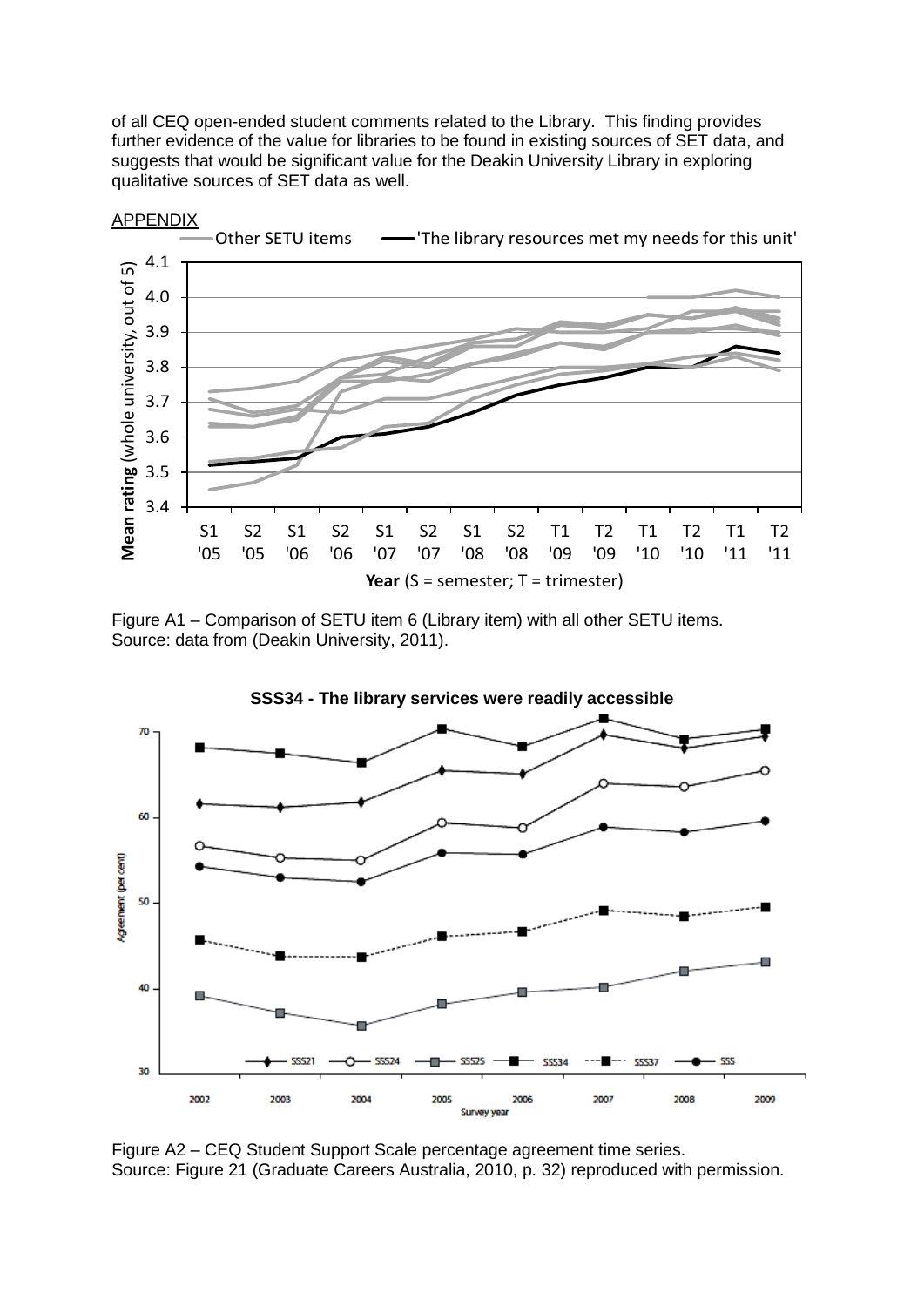of all CEQ open-ended student comments related to the Library. This finding provides further evidence of the value for libraries to be found in existing sources of SET data, and suggests that would be significant value for the Deakin University Library in exploring qualitative sources of SET data as well.

APPENDIX

Figure A1 – Comparison of SETU item 6 (Library item) with all other SETU items.
Source: data from (Deakin University, 2011).

Figure A2 – CEQ Student Support Scale percentage agreement time series.
Source: Figure 21 (Graduate Careers Australia, 2010, p. 32) reproduced with permission.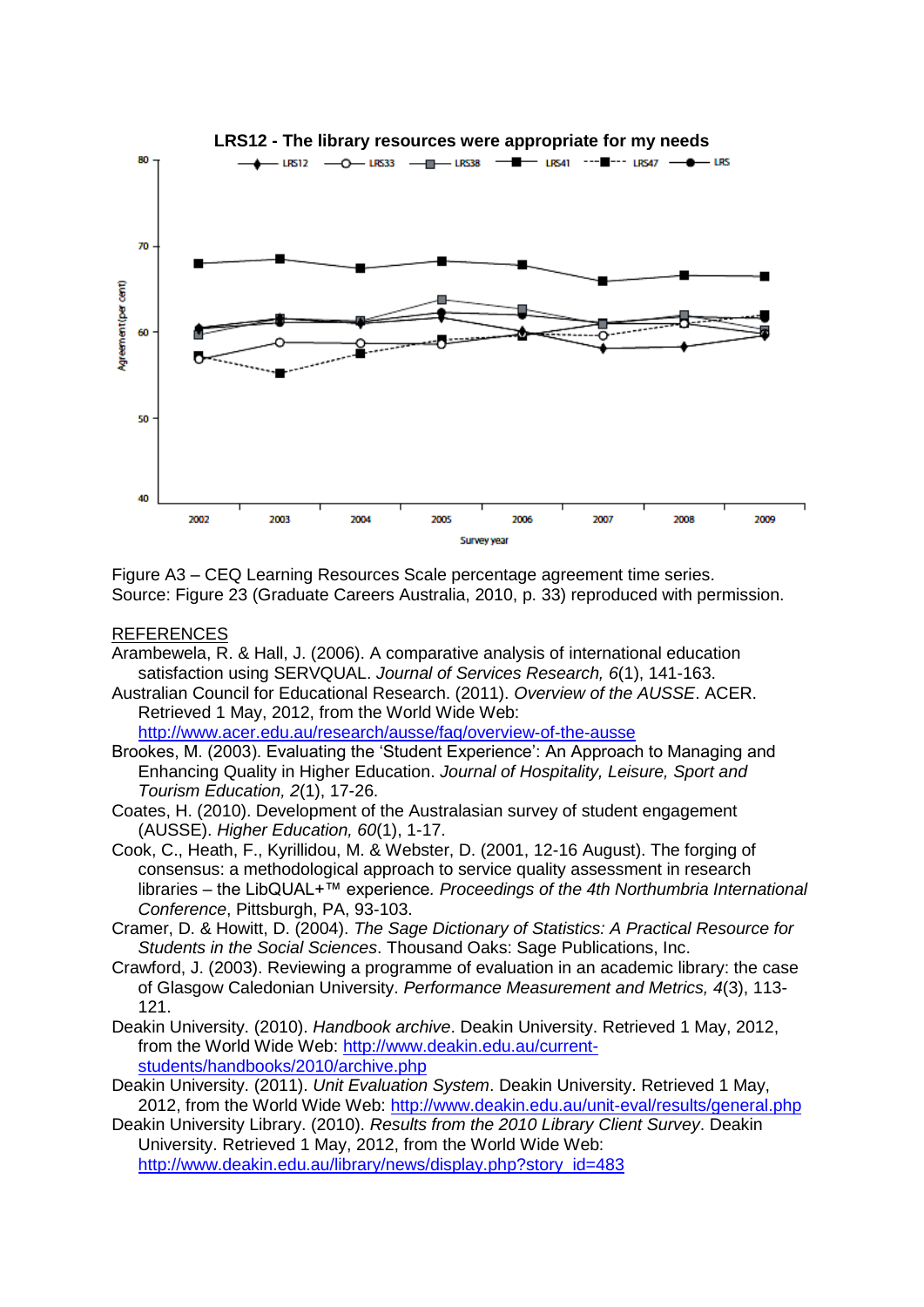Figure A3 – CEQ Learning Resources Scale percentage agreement time series.
Source: Figure 23 (Graduate Careers Australia, 2010, p. 33) reproduced with permission.

REFERENCES

Arambewela, R. & Hall, J. (2006). A comparative analysis of international education satisfaction using SERVQUAL. *Journal of Services Research, 6*(1), 141-163.

Australian Council for Educational Research. (2011). *Overview of the AUSSE*. ACER. Retrieved 1 May, 2012, from the World Wide Web: http://www.acer.edu.au/research/ausse/faq/overview-of-the-ausse

Brookes, M. (2003). Evaluating the 'Student Experience': An Approach to Managing and Enhancing Quality in Higher Education. *Journal of Hospitality, Leisure, Sport and Tourism Education, 2*(1), 17-26.

Coates, H. (2010). Development of the Australasian survey of student engagement (AUSSE). *Higher Education, 60*(1), 1-17.

Cook, C., Heath, F., Kyrillidou, M. & Webster, D. (2001, 12-16 August). The forging of consensus: a methodological approach to service quality assessment in research libraries – the LibQUAL+™ experience. *Proceedings of the 4th Northumbria International Conference*, Pittsburgh, PA, 93-103.

Cramer, D. & Howitt, D. (2004). *The Sage Dictionary of Statistics: A Practical Resource for Students in the Social Sciences*. Thousand Oaks: Sage Publications, Inc.

Crawford, J. (2003). Reviewing a programme of evaluation in an academic library: the case of Glasgow Caledonian University. *Performance Measurement and Metrics, 4*(3), 113-121.

Deakin University. (2010). *Handbook archive*. Deakin University. Retrieved 1 May, 2012, from the World Wide Web: http://www.deakin.edu.au/current-students/handbooks/2010/archive.php

Deakin University. (2011). *Unit Evaluation System*. Deakin University. Retrieved 1 May, 2012, from the World Wide Web: http://www.deakin.edu.au/unit-eval/results/general.php

Deakin University Library. (2010). *Results from the 2010 Library Client Survey*. Deakin University. Retrieved 1 May, 2012, from the World Wide Web: http://www.deakin.edu.au/library/news/display.php?story_id=483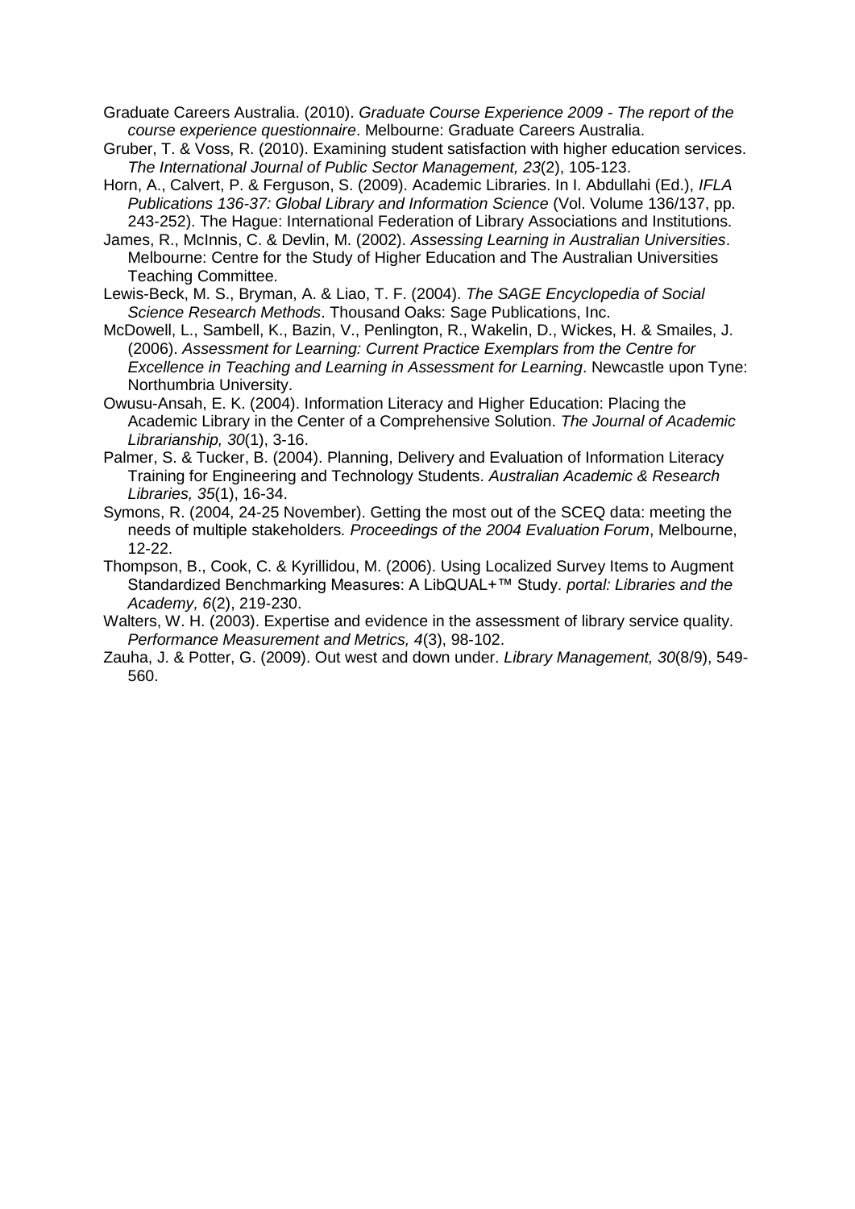Graduate Careers Australia. (2010). *Graduate Course Experience 2009 - The report of the course experience questionnaire*. Melbourne: Graduate Careers Australia.

Gruber, T. & Voss, R. (2010). Examining student satisfaction with higher education services. *The International Journal of Public Sector Management, 23*(2), 105-123.

Horn, A., Calvert, P. & Ferguson, S. (2009). Academic Libraries. In I. Abdullahi (Ed.), *IFLA Publications 136-37: Global Library and Information Science* (Vol. Volume 136/137, pp. 243-252). The Hague: International Federation of Library Associations and Institutions.

James, R., McInnis, C. & Devlin, M. (2002). *Assessing Learning in Australian Universities*. Melbourne: Centre for the Study of Higher Education and The Australian Universities Teaching Committee.

Lewis-Beck, M. S., Bryman, A. & Liao, T. F. (2004). *The SAGE Encyclopedia of Social Science Research Methods*. Thousand Oaks: Sage Publications, Inc.

McDowell, L., Sambell, K., Bazin, V., Penlington, R., Wakelin, D., Wickes, H. & Smailes, J. (2006). *Assessment for Learning: Current Practice Exemplars from the Centre for Excellence in Teaching and Learning in Assessment for Learning*. Newcastle upon Tyne: Northumbria University.

Owusu-Ansah, E. K. (2004). Information Literacy and Higher Education: Placing the Academic Library in the Center of a Comprehensive Solution. *The Journal of Academic Librarianship, 30*(1), 3-16.

Palmer, S. & Tucker, B. (2004). Planning, Delivery and Evaluation of Information Literacy Training for Engineering and Technology Students. *Australian Academic & Research Libraries, 35*(1), 16-34.

Symons, R. (2004, 24-25 November). Getting the most out of the SCEQ data: meeting the needs of multiple stakeholders*. Proceedings of the 2004 Evaluation Forum*, Melbourne, 12-22.

Thompson, B., Cook, C. & Kyrillidou, M. (2006). Using Localized Survey Items to Augment Standardized Benchmarking Measures: A LibQUAL+™ Study. *portal: Libraries and the Academy, 6*(2), 219-230.

Walters, W. H. (2003). Expertise and evidence in the assessment of library service quality. *Performance Measurement and Metrics, 4*(3), 98-102.

Zauha, J. & Potter, G. (2009). Out west and down under. *Library Management, 30*(8/9), 549-560.